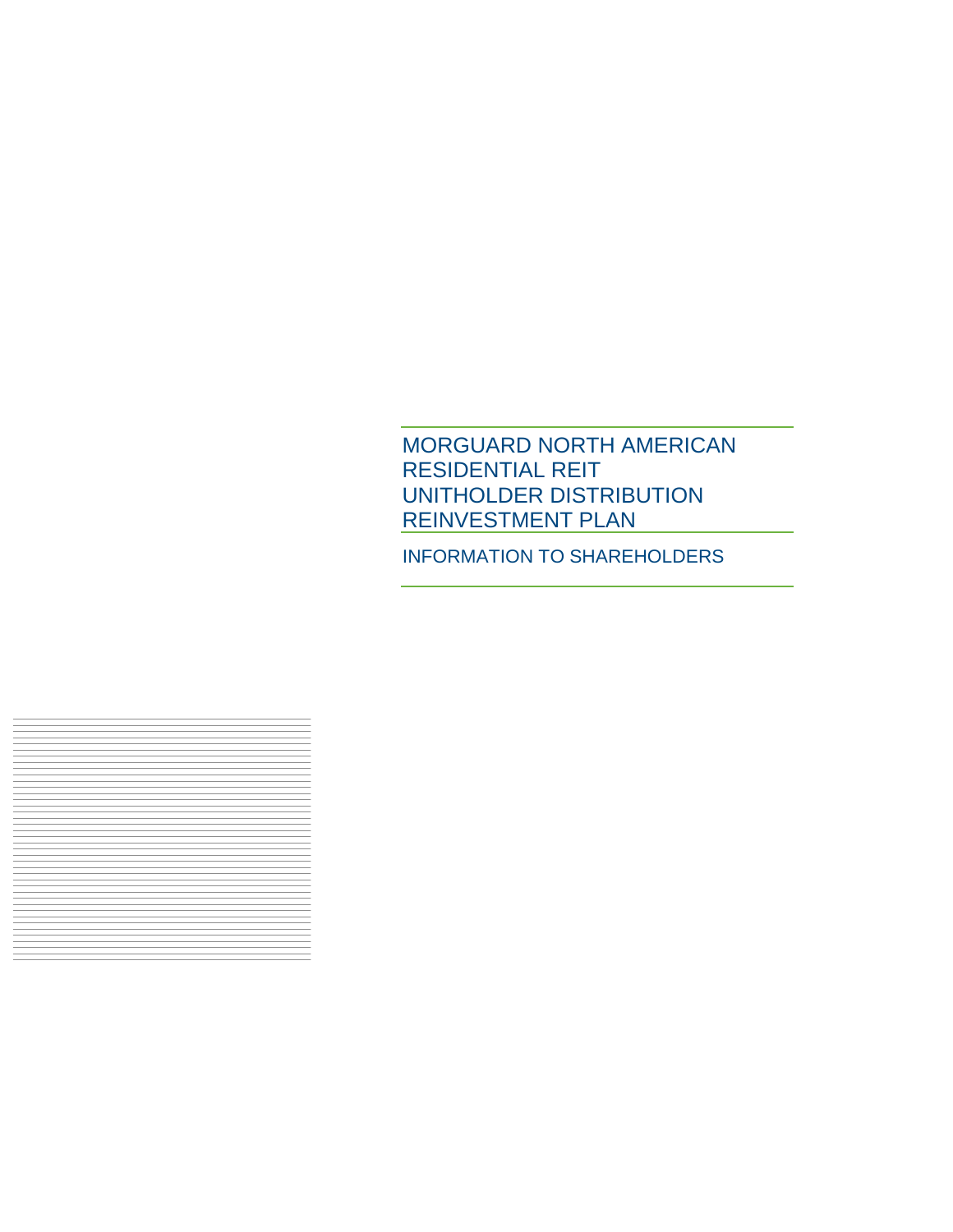# MORGUARD NORTH AMERICAN RESIDENTIAL REIT UNITHOLDER DISTRIBUTION REINVESTMENT PLAN

## INFORMATION TO SHAREHOLDERS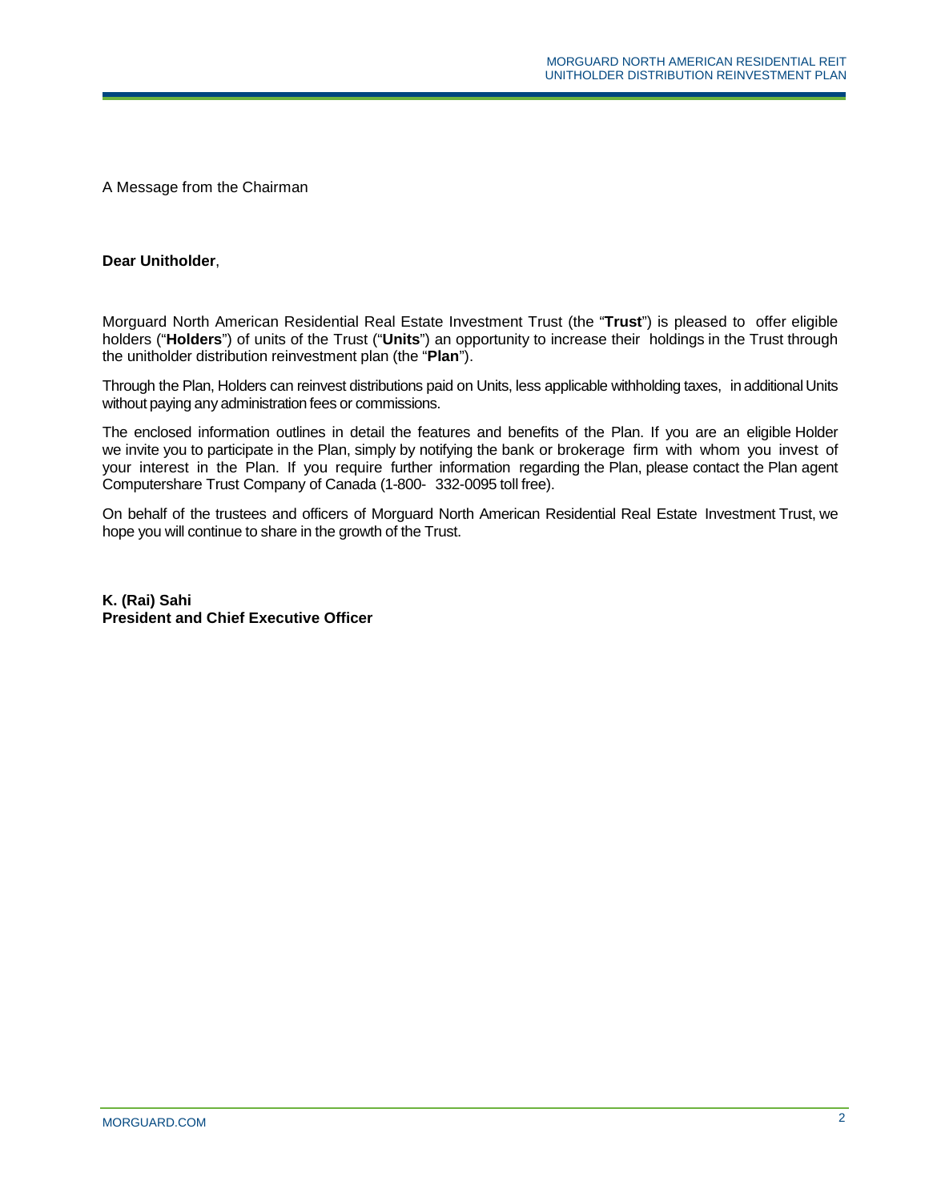A Message from the Chairman

**Dear Unitholder**,

Morguard North American Residential Real Estate Investment Trust (the "**Trust**") is pleased to offer eligible holders ("**Holders**") of units of the Trust ("**Units**") an opportunity to increase their holdings in the Trust through the unitholder distribution reinvestment plan (the "**Plan**").

Through the Plan, Holders can reinvest distributions paid on Units, less applicable withholding taxes, in additional Units without paying any administration fees or commissions.

The enclosed information outlines in detail the features and benefits of the Plan. If you are an eligible Holder we invite you to participate in the Plan, simply by notifying the bank or brokerage firm with whom you invest of your interest in the Plan. If you require further information regarding the Plan, please contact the Plan agent Computershare Trust Company of Canada (1-800- 332-0095 toll free).

On behalf of the trustees and officers of Morguard North American Residential Real Estate Investment Trust, we hope you will continue to share in the growth of the Trust.

**K. (Rai) Sahi**
**President and Chief Executive Officer**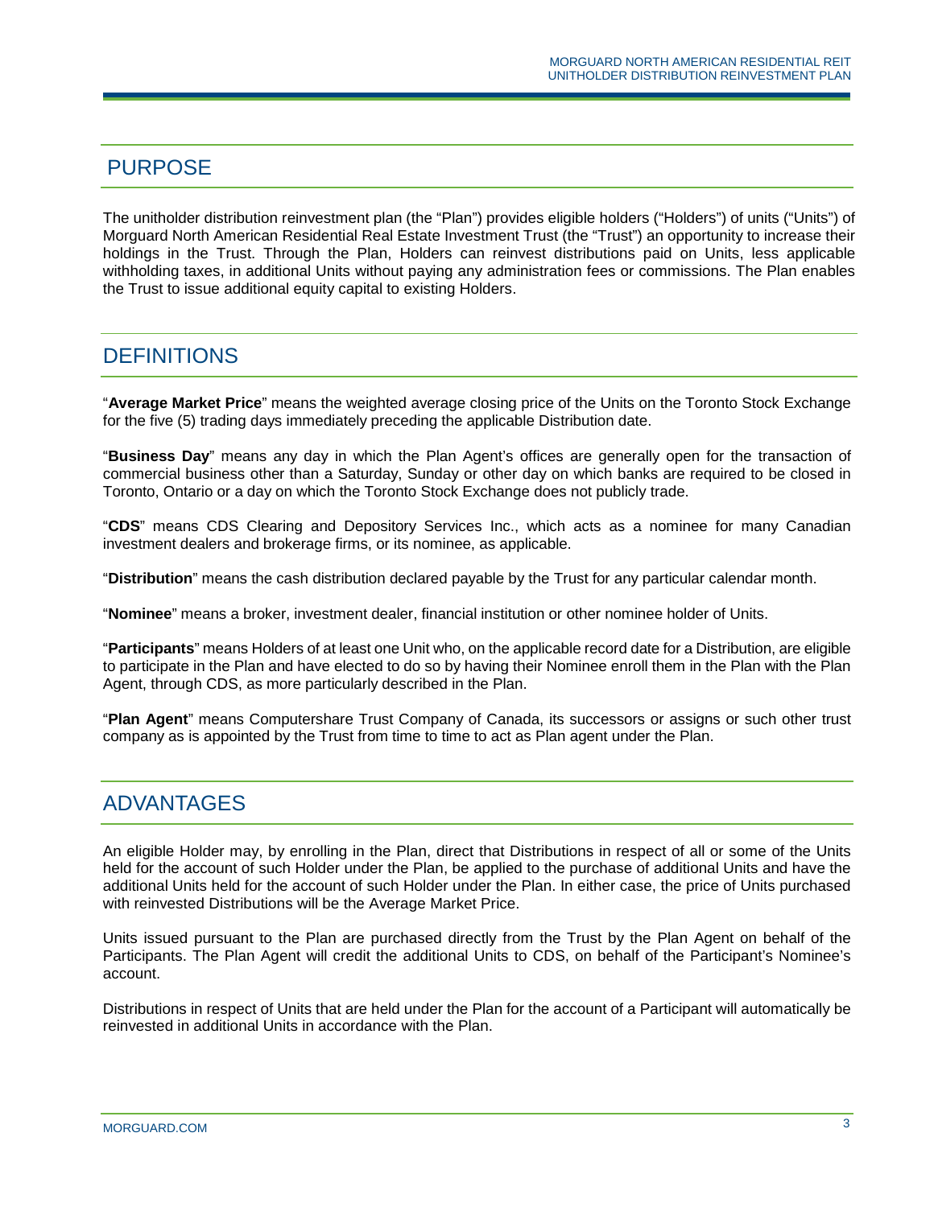## PURPOSE

The unitholder distribution reinvestment plan (the "Plan") provides eligible holders ("Holders") of units ("Units") of Morguard North American Residential Real Estate Investment Trust (the "Trust") an opportunity to increase their holdings in the Trust. Through the Plan, Holders can reinvest distributions paid on Units, less applicable withholding taxes, in additional Units without paying any administration fees or commissions. The Plan enables the Trust to issue additional equity capital to existing Holders.

## DEFINITIONS

"**Average Market Price**" means the weighted average closing price of the Units on the Toronto Stock Exchange for the five (5) trading days immediately preceding the applicable Distribution date.

"**Business Day**" means any day in which the Plan Agent's offices are generally open for the transaction of commercial business other than a Saturday, Sunday or other day on which banks are required to be closed in Toronto, Ontario or a day on which the Toronto Stock Exchange does not publicly trade.

"**CDS**" means CDS Clearing and Depository Services Inc., which acts as a nominee for many Canadian investment dealers and brokerage firms, or its nominee, as applicable.

"**Distribution**" means the cash distribution declared payable by the Trust for any particular calendar month.

"**Nominee**" means a broker, investment dealer, financial institution or other nominee holder of Units.

"**Participants**" means Holders of at least one Unit who, on the applicable record date for a Distribution, are eligible to participate in the Plan and have elected to do so by having their Nominee enroll them in the Plan with the Plan Agent, through CDS, as more particularly described in the Plan.

"**Plan Agent**" means Computershare Trust Company of Canada, its successors or assigns or such other trust company as is appointed by the Trust from time to time to act as Plan agent under the Plan.

## ADVANTAGES

An eligible Holder may, by enrolling in the Plan, direct that Distributions in respect of all or some of the Units held for the account of such Holder under the Plan, be applied to the purchase of additional Units and have the additional Units held for the account of such Holder under the Plan. In either case, the price of Units purchased with reinvested Distributions will be the Average Market Price.

Units issued pursuant to the Plan are purchased directly from the Trust by the Plan Agent on behalf of the Participants. The Plan Agent will credit the additional Units to CDS, on behalf of the Participant's Nominee's account.

Distributions in respect of Units that are held under the Plan for the account of a Participant will automatically be reinvested in additional Units in accordance with the Plan.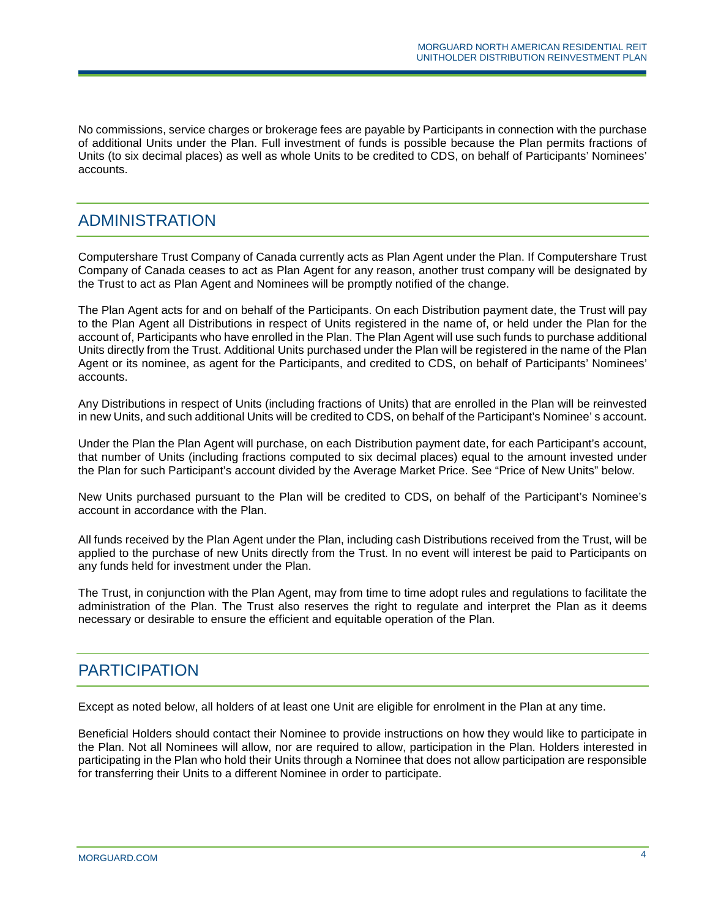No commissions, service charges or brokerage fees are payable by Participants in connection with the purchase of additional Units under the Plan. Full investment of funds is possible because the Plan permits fractions of Units (to six decimal places) as well as whole Units to be credited to CDS, on behalf of Participants' Nominees' accounts.

## ADMINISTRATION

Computershare Trust Company of Canada currently acts as Plan Agent under the Plan. If Computershare Trust Company of Canada ceases to act as Plan Agent for any reason, another trust company will be designated by the Trust to act as Plan Agent and Nominees will be promptly notified of the change.

The Plan Agent acts for and on behalf of the Participants. On each Distribution payment date, the Trust will pay to the Plan Agent all Distributions in respect of Units registered in the name of, or held under the Plan for the account of, Participants who have enrolled in the Plan. The Plan Agent will use such funds to purchase additional Units directly from the Trust. Additional Units purchased under the Plan will be registered in the name of the Plan Agent or its nominee, as agent for the Participants, and credited to CDS, on behalf of Participants' Nominees' accounts.

Any Distributions in respect of Units (including fractions of Units) that are enrolled in the Plan will be reinvested in new Units, and such additional Units will be credited to CDS, on behalf of the Participant's Nominee' s account.

Under the Plan the Plan Agent will purchase, on each Distribution payment date, for each Participant's account, that number of Units (including fractions computed to six decimal places) equal to the amount invested under the Plan for such Participant's account divided by the Average Market Price. See "Price of New Units" below.

New Units purchased pursuant to the Plan will be credited to CDS, on behalf of the Participant's Nominee's account in accordance with the Plan.

All funds received by the Plan Agent under the Plan, including cash Distributions received from the Trust, will be applied to the purchase of new Units directly from the Trust. In no event will interest be paid to Participants on any funds held for investment under the Plan.

The Trust, in conjunction with the Plan Agent, may from time to time adopt rules and regulations to facilitate the administration of the Plan. The Trust also reserves the right to regulate and interpret the Plan as it deems necessary or desirable to ensure the efficient and equitable operation of the Plan.

## PARTICIPATION

Except as noted below, all holders of at least one Unit are eligible for enrolment in the Plan at any time.

Beneficial Holders should contact their Nominee to provide instructions on how they would like to participate in the Plan. Not all Nominees will allow, nor are required to allow, participation in the Plan. Holders interested in participating in the Plan who hold their Units through a Nominee that does not allow participation are responsible for transferring their Units to a different Nominee in order to participate.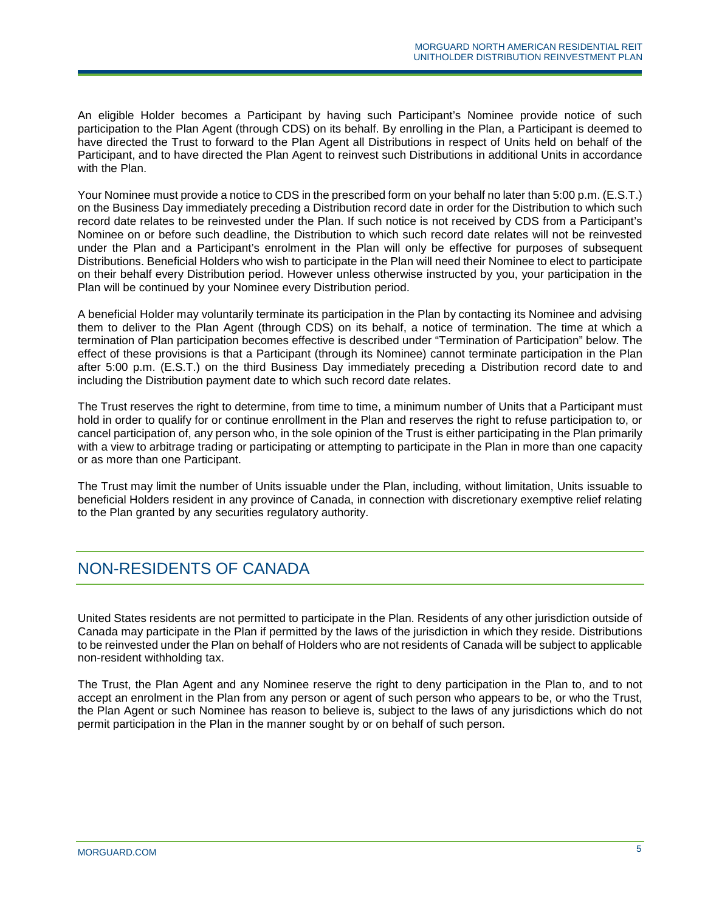An eligible Holder becomes a Participant by having such Participant's Nominee provide notice of such participation to the Plan Agent (through CDS) on its behalf. By enrolling in the Plan, a Participant is deemed to have directed the Trust to forward to the Plan Agent all Distributions in respect of Units held on behalf of the Participant, and to have directed the Plan Agent to reinvest such Distributions in additional Units in accordance with the Plan.

Your Nominee must provide a notice to CDS in the prescribed form on your behalf no later than 5:00 p.m. (E.S.T.) on the Business Day immediately preceding a Distribution record date in order for the Distribution to which such record date relates to be reinvested under the Plan. If such notice is not received by CDS from a Participant's Nominee on or before such deadline, the Distribution to which such record date relates will not be reinvested under the Plan and a Participant's enrolment in the Plan will only be effective for purposes of subsequent Distributions. Beneficial Holders who wish to participate in the Plan will need their Nominee to elect to participate on their behalf every Distribution period. However unless otherwise instructed by you, your participation in the Plan will be continued by your Nominee every Distribution period.

A beneficial Holder may voluntarily terminate its participation in the Plan by contacting its Nominee and advising them to deliver to the Plan Agent (through CDS) on its behalf, a notice of termination. The time at which a termination of Plan participation becomes effective is described under "Termination of Participation" below. The effect of these provisions is that a Participant (through its Nominee) cannot terminate participation in the Plan after 5:00 p.m. (E.S.T.) on the third Business Day immediately preceding a Distribution record date to and including the Distribution payment date to which such record date relates.

The Trust reserves the right to determine, from time to time, a minimum number of Units that a Participant must hold in order to qualify for or continue enrollment in the Plan and reserves the right to refuse participation to, or cancel participation of, any person who, in the sole opinion of the Trust is either participating in the Plan primarily with a view to arbitrage trading or participating or attempting to participate in the Plan in more than one capacity or as more than one Participant.

The Trust may limit the number of Units issuable under the Plan, including, without limitation, Units issuable to beneficial Holders resident in any province of Canada, in connection with discretionary exemptive relief relating to the Plan granted by any securities regulatory authority.

## NON-RESIDENTS OF CANADA

United States residents are not permitted to participate in the Plan. Residents of any other jurisdiction outside of Canada may participate in the Plan if permitted by the laws of the jurisdiction in which they reside. Distributions to be reinvested under the Plan on behalf of Holders who are not residents of Canada will be subject to applicable non-resident withholding tax.

The Trust, the Plan Agent and any Nominee reserve the right to deny participation in the Plan to, and to not accept an enrolment in the Plan from any person or agent of such person who appears to be, or who the Trust, the Plan Agent or such Nominee has reason to believe is, subject to the laws of any jurisdictions which do not permit participation in the Plan in the manner sought by or on behalf of such person.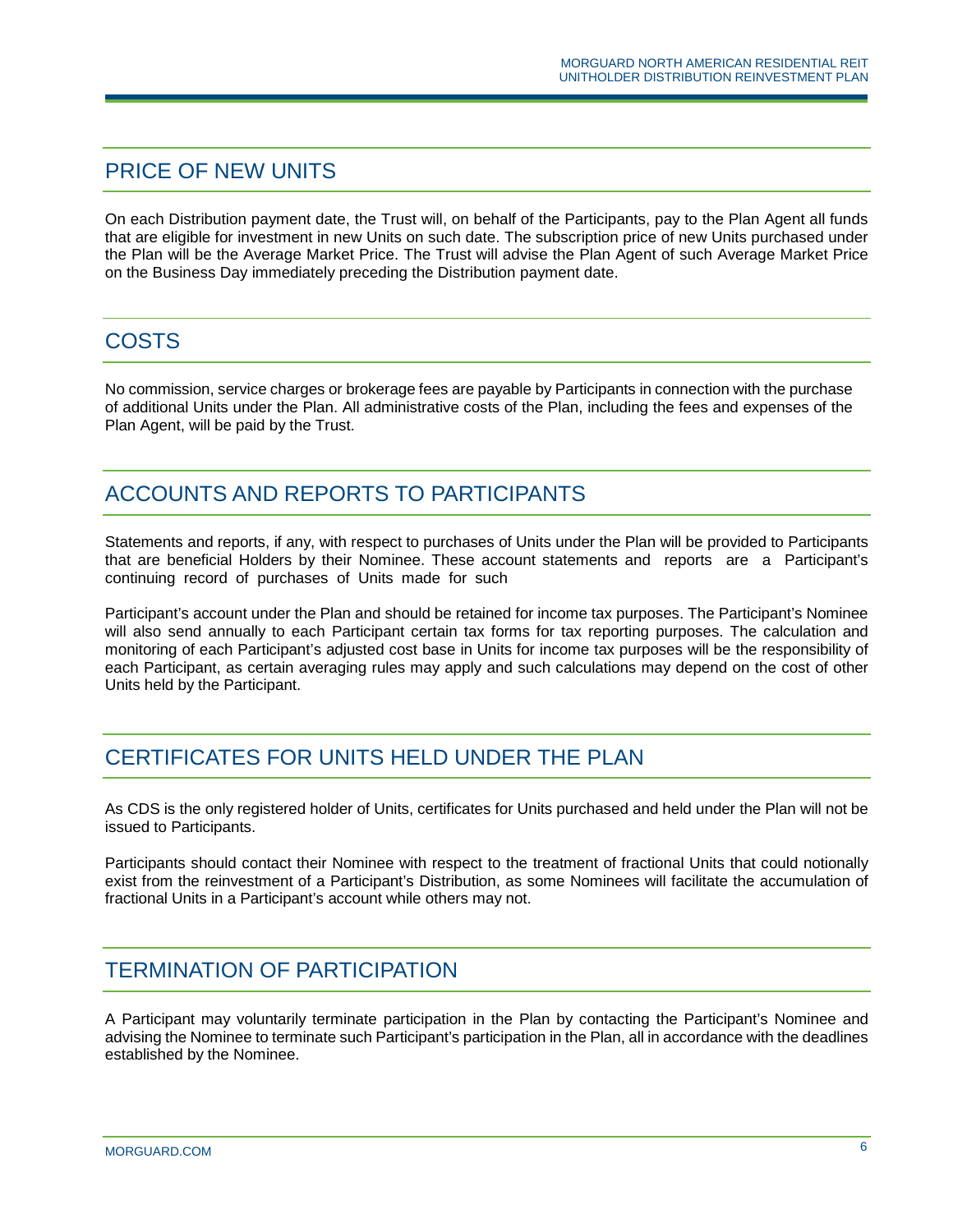## PRICE OF NEW UNITS

On each Distribution payment date, the Trust will, on behalf of the Participants, pay to the Plan Agent all funds that are eligible for investment in new Units on such date. The subscription price of new Units purchased under the Plan will be the Average Market Price. The Trust will advise the Plan Agent of such Average Market Price on the Business Day immediately preceding the Distribution payment date.

## COSTS

No commission, service charges or brokerage fees are payable by Participants in connection with the purchase of additional Units under the Plan. All administrative costs of the Plan, including the fees and expenses of the Plan Agent, will be paid by the Trust.

## ACCOUNTS AND REPORTS TO PARTICIPANTS

Statements and reports, if any, with respect to purchases of Units under the Plan will be provided to Participants that are beneficial Holders by their Nominee. These account statements and reports are a Participant's continuing record of purchases of Units made for such

Participant's account under the Plan and should be retained for income tax purposes. The Participant's Nominee will also send annually to each Participant certain tax forms for tax reporting purposes. The calculation and monitoring of each Participant's adjusted cost base in Units for income tax purposes will be the responsibility of each Participant, as certain averaging rules may apply and such calculations may depend on the cost of other Units held by the Participant.

## CERTIFICATES FOR UNITS HELD UNDER THE PLAN

As CDS is the only registered holder of Units, certificates for Units purchased and held under the Plan will not be issued to Participants.

Participants should contact their Nominee with respect to the treatment of fractional Units that could notionally exist from the reinvestment of a Participant's Distribution, as some Nominees will facilitate the accumulation of fractional Units in a Participant's account while others may not.

## TERMINATION OF PARTICIPATION

A Participant may voluntarily terminate participation in the Plan by contacting the Participant's Nominee and advising the Nominee to terminate such Participant's participation in the Plan, all in accordance with the deadlines established by the Nominee.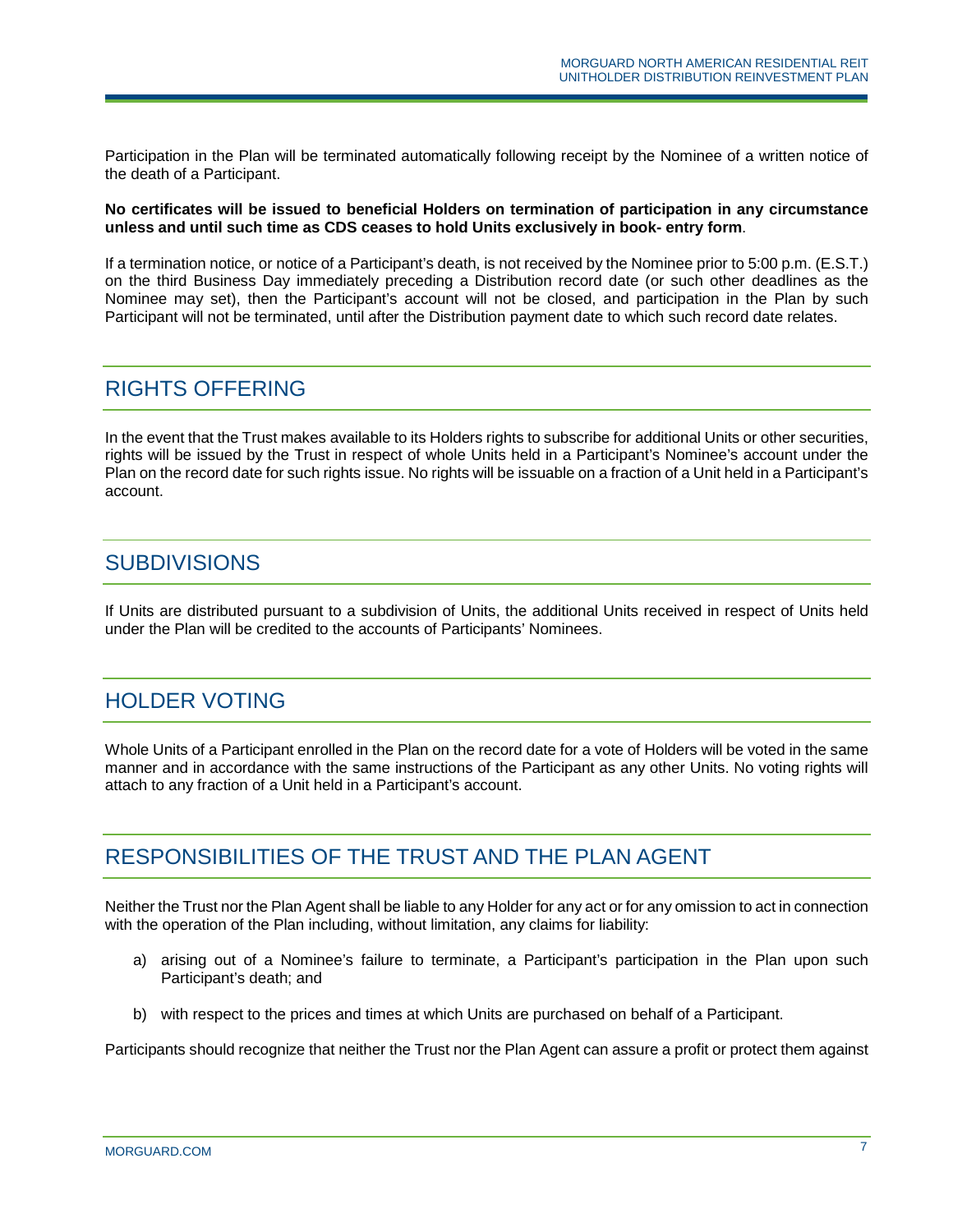Participation in the Plan will be terminated automatically following receipt by the Nominee of a written notice of the death of a Participant.

**No certificates will be issued to beneficial Holders on termination of participation in any circumstance unless and until such time as CDS ceases to hold Units exclusively in book- entry form**.

If a termination notice, or notice of a Participant's death, is not received by the Nominee prior to 5:00 p.m. (E.S.T.) on the third Business Day immediately preceding a Distribution record date (or such other deadlines as the Nominee may set), then the Participant's account will not be closed, and participation in the Plan by such Participant will not be terminated, until after the Distribution payment date to which such record date relates.

## RIGHTS OFFERING

In the event that the Trust makes available to its Holders rights to subscribe for additional Units or other securities, rights will be issued by the Trust in respect of whole Units held in a Participant's Nominee's account under the Plan on the record date for such rights issue. No rights will be issuable on a fraction of a Unit held in a Participant's account.

## SUBDIVISIONS

If Units are distributed pursuant to a subdivision of Units, the additional Units received in respect of Units held under the Plan will be credited to the accounts of Participants' Nominees.

## HOLDER VOTING

Whole Units of a Participant enrolled in the Plan on the record date for a vote of Holders will be voted in the same manner and in accordance with the same instructions of the Participant as any other Units. No voting rights will attach to any fraction of a Unit held in a Participant's account.

## RESPONSIBILITIES OF THE TRUST AND THE PLAN AGENT

Neither the Trust nor the Plan Agent shall be liable to any Holder for any act or for any omission to act in connection with the operation of the Plan including, without limitation, any claims for liability:

a) arising out of a Nominee's failure to terminate, a Participant's participation in the Plan upon such Participant's death; and

b) with respect to the prices and times at which Units are purchased on behalf of a Participant.

Participants should recognize that neither the Trust nor the Plan Agent can assure a profit or protect them against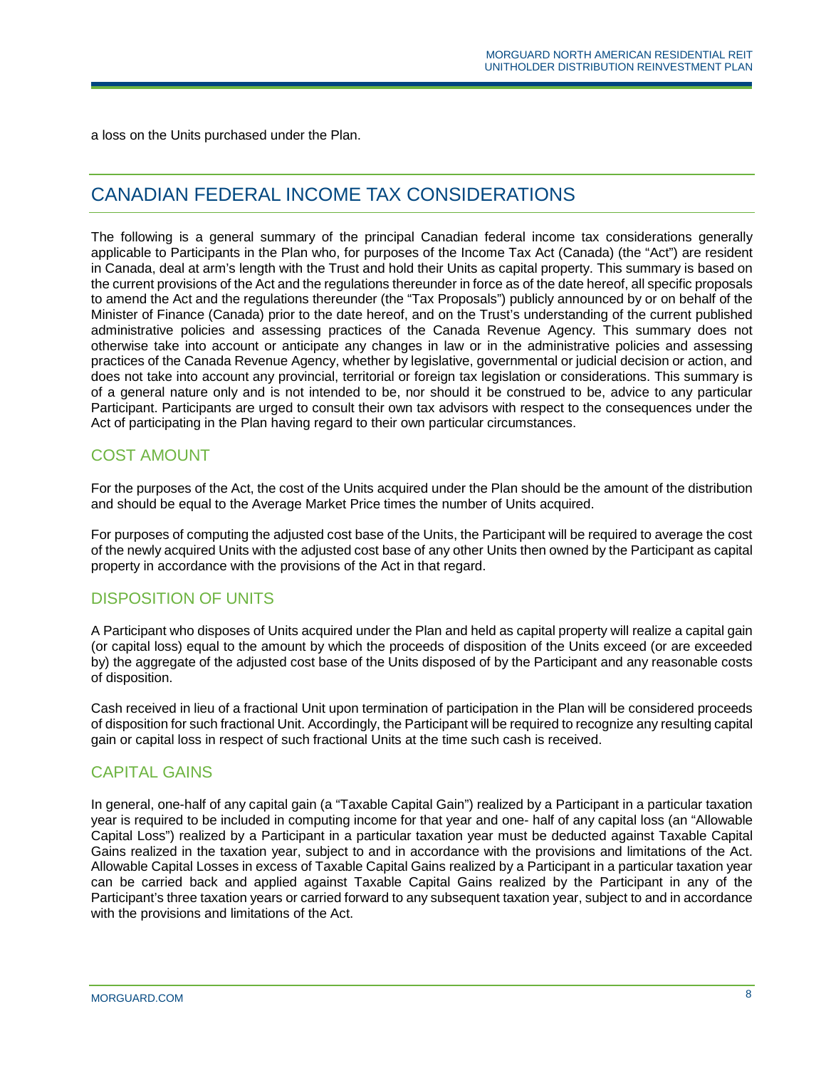a loss on the Units purchased under the Plan.

## CANADIAN FEDERAL INCOME TAX CONSIDERATIONS

The following is a general summary of the principal Canadian federal income tax considerations generally applicable to Participants in the Plan who, for purposes of the Income Tax Act (Canada) (the "Act") are resident in Canada, deal at arm's length with the Trust and hold their Units as capital property. This summary is based on the current provisions of the Act and the regulations thereunder in force as of the date hereof, all specific proposals to amend the Act and the regulations thereunder (the "Tax Proposals") publicly announced by or on behalf of the Minister of Finance (Canada) prior to the date hereof, and on the Trust's understanding of the current published administrative policies and assessing practices of the Canada Revenue Agency. This summary does not otherwise take into account or anticipate any changes in law or in the administrative policies and assessing practices of the Canada Revenue Agency, whether by legislative, governmental or judicial decision or action, and does not take into account any provincial, territorial or foreign tax legislation or considerations. This summary is of a general nature only and is not intended to be, nor should it be construed to be, advice to any particular Participant. Participants are urged to consult their own tax advisors with respect to the consequences under the Act of participating in the Plan having regard to their own particular circumstances.

### COST AMOUNT

For the purposes of the Act, the cost of the Units acquired under the Plan should be the amount of the distribution and should be equal to the Average Market Price times the number of Units acquired.

For purposes of computing the adjusted cost base of the Units, the Participant will be required to average the cost of the newly acquired Units with the adjusted cost base of any other Units then owned by the Participant as capital property in accordance with the provisions of the Act in that regard.

### DISPOSITION OF UNITS

A Participant who disposes of Units acquired under the Plan and held as capital property will realize a capital gain (or capital loss) equal to the amount by which the proceeds of disposition of the Units exceed (or are exceeded by) the aggregate of the adjusted cost base of the Units disposed of by the Participant and any reasonable costs of disposition.

Cash received in lieu of a fractional Unit upon termination of participation in the Plan will be considered proceeds of disposition for such fractional Unit. Accordingly, the Participant will be required to recognize any resulting capital gain or capital loss in respect of such fractional Units at the time such cash is received.

### CAPITAL GAINS

In general, one-half of any capital gain (a "Taxable Capital Gain") realized by a Participant in a particular taxation year is required to be included in computing income for that year and one- half of any capital loss (an "Allowable Capital Loss") realized by a Participant in a particular taxation year must be deducted against Taxable Capital Gains realized in the taxation year, subject to and in accordance with the provisions and limitations of the Act. Allowable Capital Losses in excess of Taxable Capital Gains realized by a Participant in a particular taxation year can be carried back and applied against Taxable Capital Gains realized by the Participant in any of the Participant's three taxation years or carried forward to any subsequent taxation year, subject to and in accordance with the provisions and limitations of the Act.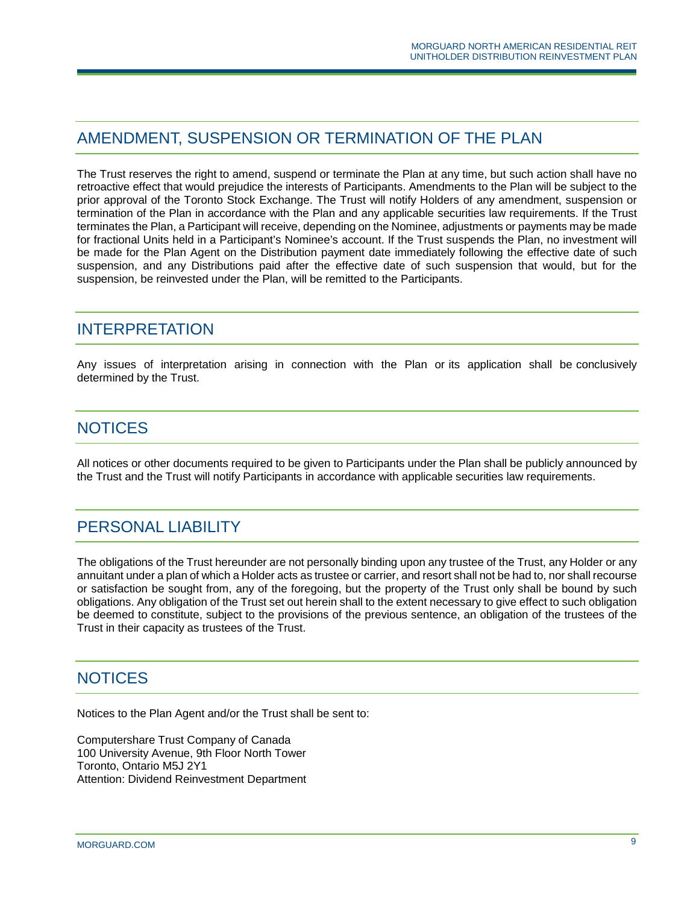## AMENDMENT, SUSPENSION OR TERMINATION OF THE PLAN

The Trust reserves the right to amend, suspend or terminate the Plan at any time, but such action shall have no retroactive effect that would prejudice the interests of Participants. Amendments to the Plan will be subject to the prior approval of the Toronto Stock Exchange. The Trust will notify Holders of any amendment, suspension or termination of the Plan in accordance with the Plan and any applicable securities law requirements. If the Trust terminates the Plan, a Participant will receive, depending on the Nominee, adjustments or payments may be made for fractional Units held in a Participant's Nominee's account. If the Trust suspends the Plan, no investment will be made for the Plan Agent on the Distribution payment date immediately following the effective date of such suspension, and any Distributions paid after the effective date of such suspension that would, but for the suspension, be reinvested under the Plan, will be remitted to the Participants.

## INTERPRETATION

Any issues of interpretation arising in connection with the Plan or its application shall be conclusively determined by the Trust.

## NOTICES

All notices or other documents required to be given to Participants under the Plan shall be publicly announced by the Trust and the Trust will notify Participants in accordance with applicable securities law requirements.

## PERSONAL LIABILITY

The obligations of the Trust hereunder are not personally binding upon any trustee of the Trust, any Holder or any annuitant under a plan of which a Holder acts as trustee or carrier, and resort shall not be had to, nor shall recourse or satisfaction be sought from, any of the foregoing, but the property of the Trust only shall be bound by such obligations. Any obligation of the Trust set out herein shall to the extent necessary to give effect to such obligation be deemed to constitute, subject to the provisions of the previous sentence, an obligation of the trustees of the Trust in their capacity as trustees of the Trust.

## NOTICES

Notices to the Plan Agent and/or the Trust shall be sent to:

Computershare Trust Company of Canada
100 University Avenue, 9th Floor North Tower
Toronto, Ontario M5J 2Y1
Attention: Dividend Reinvestment Department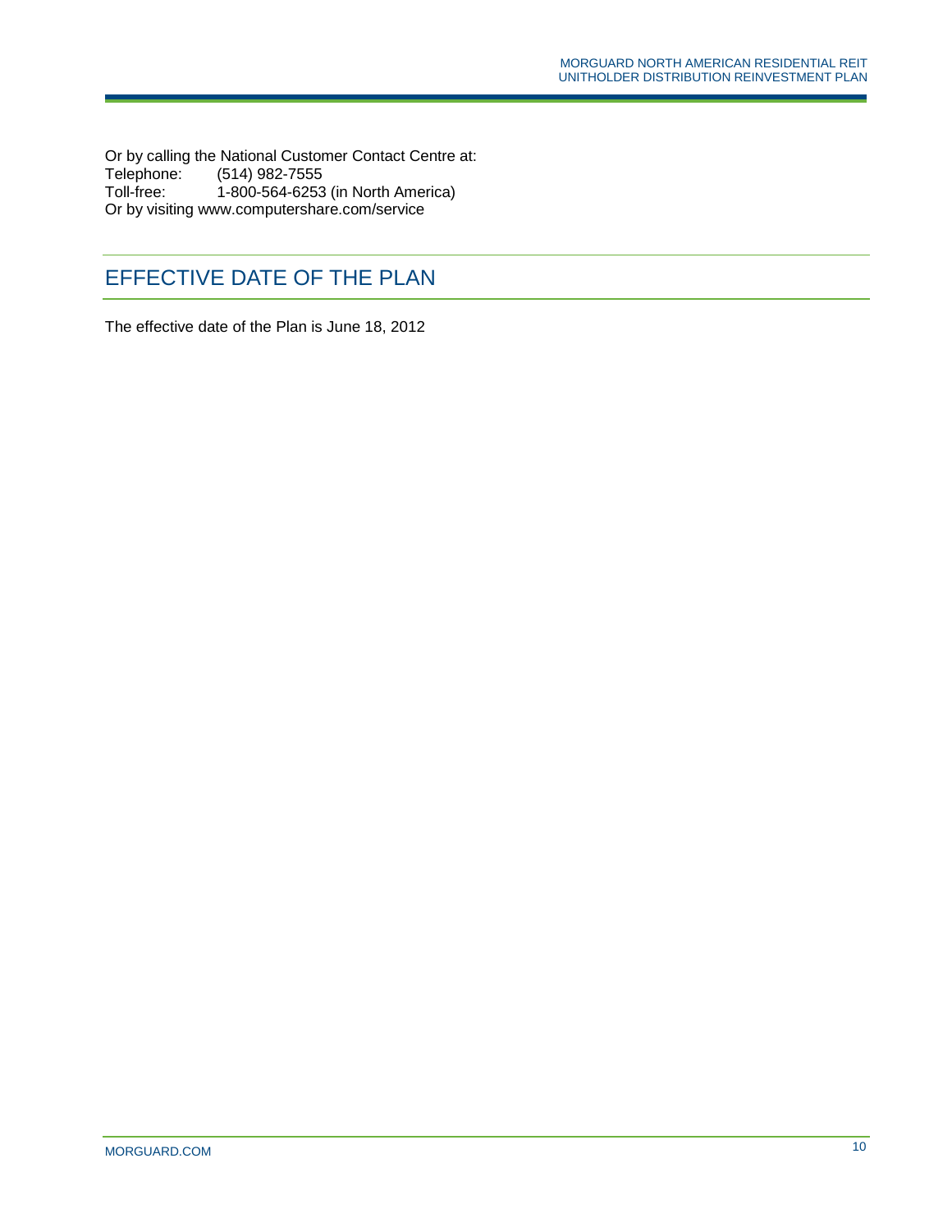Or by calling the National Customer Contact Centre at:
Telephone: (514) 982-7555
Toll-free: 1-800-564-6253 (in North America)
Or by visiting www.computershare.com/service

## EFFECTIVE DATE OF THE PLAN

The effective date of the Plan is June 18, 2012